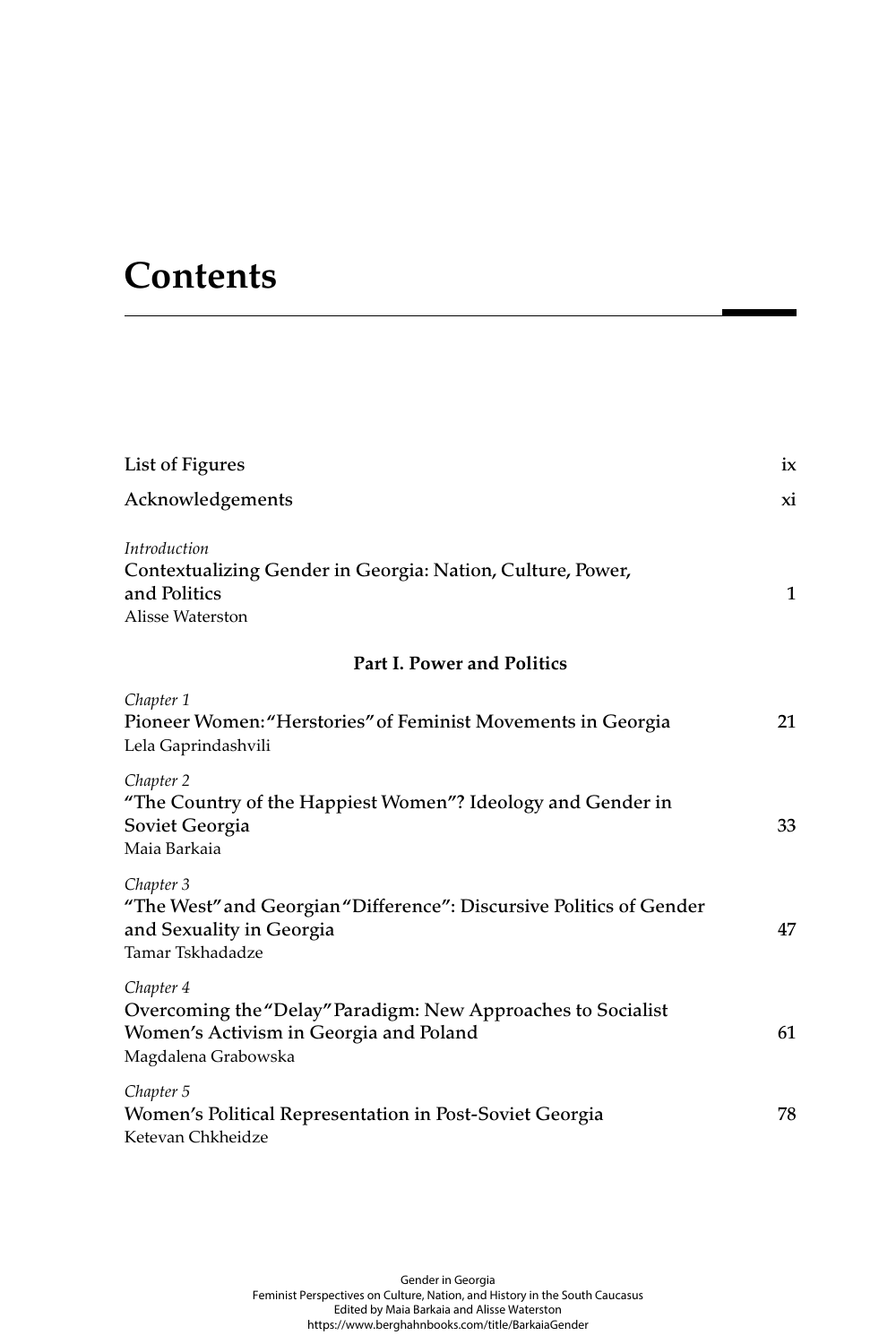# Contents

| | |
|---|---|
| List of Figures | ix |
| Acknowledgements | xi |
| *Introduction*<br>Contextualizing Gender in Georgia: Nation, Culture, Power, and Politics<br>Alisse Waterston | 1 |
| **Part I. Power and Politics** | |
| *Chapter 1*<br>Pioneer Women: "Herstories" of Feminist Movements in Georgia<br>Lela Gaprindashvili | 21 |
| *Chapter 2*<br>"The Country of the Happiest Women"? Ideology and Gender in Soviet Georgia<br>Maia Barkaia | 33 |
| *Chapter 3*<br>"The West" and Georgian "Difference": Discursive Politics of Gender and Sexuality in Georgia<br>Tamar Tskhadadze | 47 |
| *Chapter 4*<br>Overcoming the "Delay" Paradigm: New Approaches to Socialist Women's Activism in Georgia and Poland<br>Magdalena Grabowska | 61 |
| *Chapter 5*<br>Women's Political Representation in Post-Soviet Georgia<br>Ketevan Chkheidze | 78 |

Gender in Georgia
Feminist Perspectives on Culture, Nation, and History in the South Caucasus
Edited by Maia Barkaia and Alisse Waterston
https://www.berghahnbooks.com/title/BarkaiaGender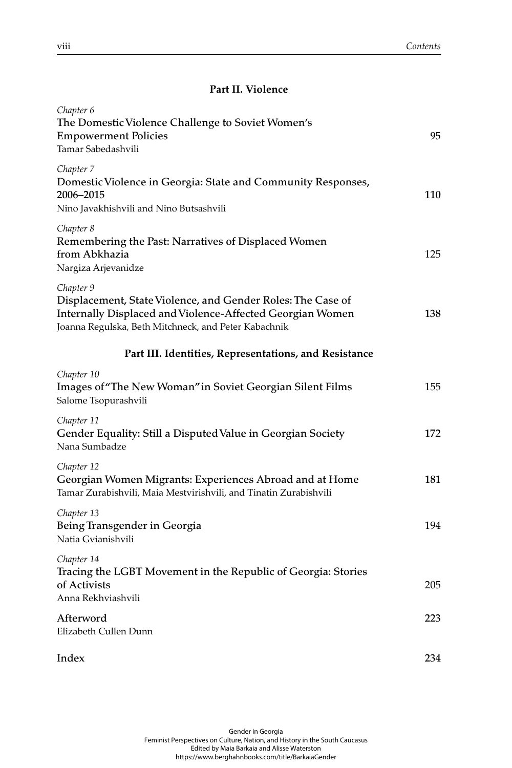## Part II. Violence

*Chapter 6*
**The Domestic Violence Challenge to Soviet Women's Empowerment Policies** — 95
Tamar Sabedashvili

*Chapter 7*
**Domestic Violence in Georgia: State and Community Responses, 2006–2015** — 110
Nino Javakhishvili and Nino Butsashvili

*Chapter 8*
**Remembering the Past: Narratives of Displaced Women from Abkhazia** — 125
Nargiza Arjevanidze

*Chapter 9*
**Displacement, State Violence, and Gender Roles: The Case of Internally Displaced and Violence-Affected Georgian Women** — 138
Joanna Regulska, Beth Mitchneck, and Peter Kabachnik

## Part III. Identities, Representations, and Resistance

*Chapter 10*
**Images of "The New Woman" in Soviet Georgian Silent Films** — 155
Salome Tsopurashvili

*Chapter 11*
**Gender Equality: Still a Disputed Value in Georgian Society** — 172
Nana Sumbadze

*Chapter 12*
**Georgian Women Migrants: Experiences Abroad and at Home** — 181
Tamar Zurabishvili, Maia Mestvirishvili, and Tinatin Zurabishvili

*Chapter 13*
**Being Transgender in Georgia** — 194
Natia Gvianishvili

*Chapter 14*
**Tracing the LGBT Movement in the Republic of Georgia: Stories of Activists** — 205
Anna Rekhviashvili

**Afterword** — 223
Elizabeth Cullen Dunn

**Index** — 234

Gender in Georgia
Feminist Perspectives on Culture, Nation, and History in the South Caucasus
Edited by Maia Barkaia and Alisse Waterston
https://www.berghahnbooks.com/title/BarkaiaGender